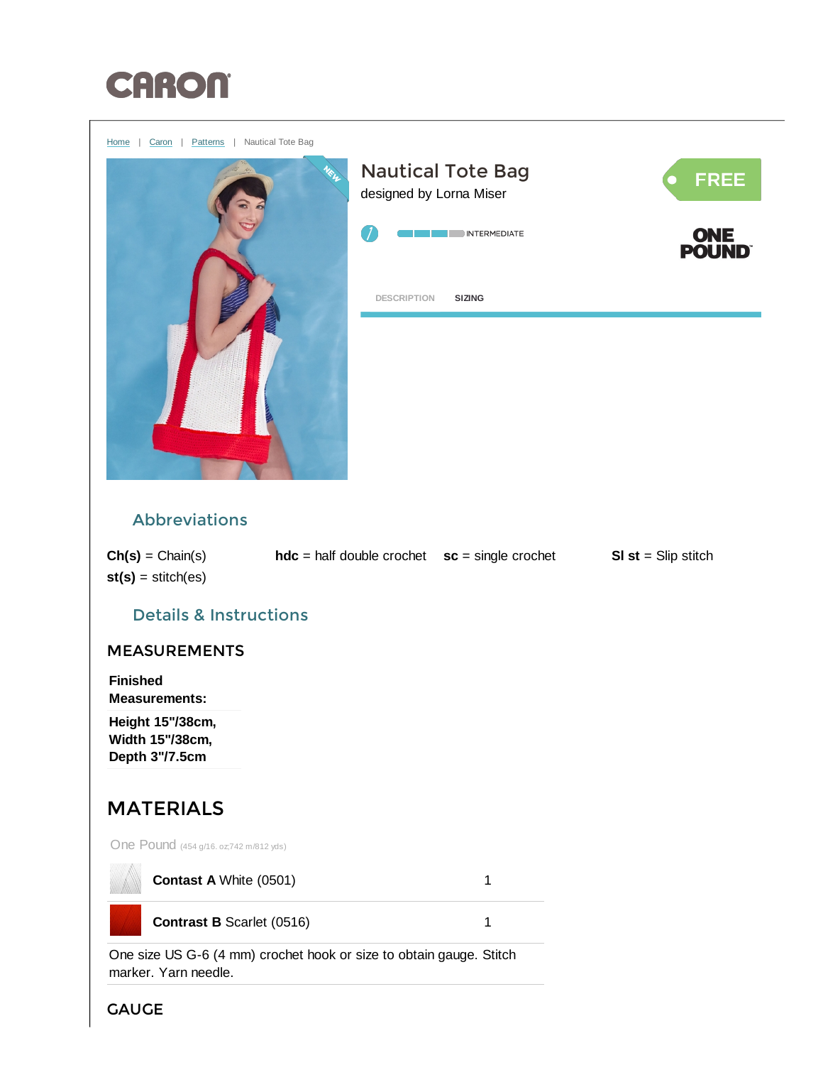CARON

Home | Caron | Patterns | Nautical Tote Bag

# Nautical Tote Bag

designed by Lorna Miser

FREE

INTERMEDIATE

ONE POUND

DESCRIPTION SIZING

## Abbreviations

**Ch(s)** = Chain(s) **hdc** = half double crochet **sc** = single crochet **Sl st** = Slip stitch
**st(s)** = stitch(es)

## Details & Instructions

### MEASUREMENTS

**Finished Measurements:**

**Height 15"/38cm, Width 15"/38cm, Depth 3"/7.5cm**

## MATERIALS

One Pound (454 g/16. oz;742 m/812 yds)

| | |
|---|---|
| **Contast A** White (0501) | 1 |
| **Contrast B** Scarlet (0516) | 1 |

One size US G-6 (4 mm) crochet hook or size to obtain gauge. Stitch marker. Yarn needle.

### GAUGE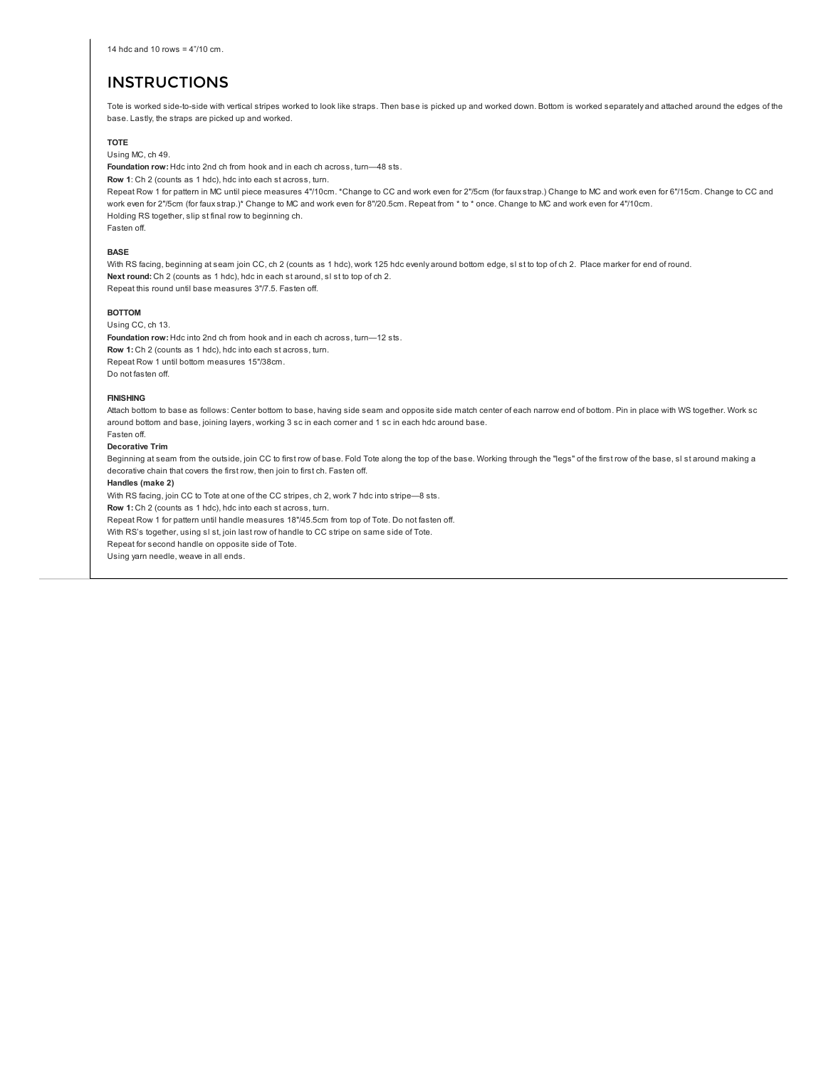14 hdc and 10 rows = 4"/10 cm.

## INSTRUCTIONS

Tote is worked side-to-side with vertical stripes worked to look like straps. Then base is picked up and worked down. Bottom is worked separately and attached around the edges of the base. Lastly, the straps are picked up and worked.

**TOTE**

Using MC, ch 49.

**Foundation row:** Hdc into 2nd ch from hook and in each ch across, turn—48 sts.

**Row 1**: Ch 2 (counts as 1 hdc), hdc into each st across, turn.

Repeat Row 1 for pattern in MC until piece measures 4"/10cm. *Change to CC and work even for 2"/5cm (for faux strap.) Change to MC and work even for 6"/15cm. Change to CC and work even for 2"/5cm (for faux strap.)* Change to MC and work even for 8"/20.5cm. Repeat from * to * once. Change to MC and work even for 4"/10cm.

Holding RS together, slip st final row to beginning ch.

Fasten off.

**BASE**

With RS facing, beginning at seam join CC, ch 2 (counts as 1 hdc), work 125 hdc evenly around bottom edge, sl st to top of ch 2. Place marker for end of round.

**Next round:** Ch 2 (counts as 1 hdc), hdc in each st around, sl st to top of ch 2.

Repeat this round until base measures 3"/7.5. Fasten off.

**BOTTOM**

Using CC, ch 13.

**Foundation row:** Hdc into 2nd ch from hook and in each ch across, turn—12 sts.

**Row 1:** Ch 2 (counts as 1 hdc), hdc into each st across, turn.

Repeat Row 1 until bottom measures 15"/38cm.

Do not fasten off.

**FINISHING**

Attach bottom to base as follows: Center bottom to base, having side seam and opposite side match center of each narrow end of bottom. Pin in place with WS together. Work sc around bottom and base, joining layers, working 3 sc in each corner and 1 sc in each hdc around base.

Fasten off.

**Decorative Trim**

Beginning at seam from the outside, join CC to first row of base. Fold Tote along the top of the base. Working through the "legs" of the first row of the base, sl st around making a decorative chain that covers the first row, then join to first ch. Fasten off.

**Handles (make 2)**

With RS facing, join CC to Tote at one of the CC stripes, ch 2, work 7 hdc into stripe—8 sts.

**Row 1:** Ch 2 (counts as 1 hdc), hdc into each st across, turn.

Repeat Row 1 for pattern until handle measures 18"/45.5cm from top of Tote. Do not fasten off.

With RS's together, using sl st, join last row of handle to CC stripe on same side of Tote.

Repeat for second handle on opposite side of Tote.

Using yarn needle, weave in all ends.